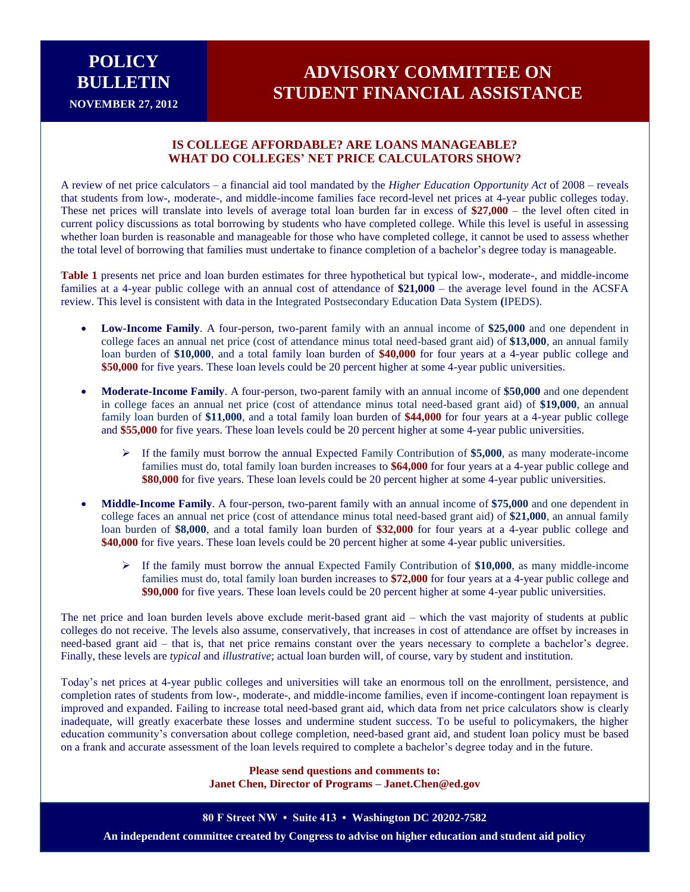# POLICY BULLETIN

**NOVEMBER 27, 2012**

# ADVISORY COMMITTEE ON STUDENT FINANCIAL ASSISTANCE

## IS COLLEGE AFFORDABLE? ARE LOANS MANAGEABLE? WHAT DO COLLEGES' NET PRICE CALCULATORS SHOW?

A review of net price calculators – a financial aid tool mandated by the *Higher Education Opportunity Act* of 2008 – reveals that students from low-, moderate-, and middle-income families face record-level net prices at 4-year public colleges today. These net prices will translate into levels of average total loan burden far in excess of **$27,000** – the level often cited in current policy discussions as total borrowing by students who have completed college. While this level is useful in assessing whether loan burden is reasonable and manageable for those who have completed college, it cannot be used to assess whether the total level of borrowing that families must undertake to finance completion of a bachelor's degree today is manageable.

**Table 1** presents net price and loan burden estimates for three hypothetical but typical low-, moderate-, and middle-income families at a 4-year public college with an annual cost of attendance of **$21,000** – the average level found in the ACSFA review. This level is consistent with data in the Integrated Postsecondary Education Data System **(**IPEDS).

- **Low-Income Family**. A four-person, two-parent family with an annual income of **$25,000** and one dependent in college faces an annual net price (cost of attendance minus total need-based grant aid) of **$13,000**, an annual family loan burden of **$10,000**, and a total family loan burden of **$40,000** for four years at a 4-year public college and **$50,000** for five years. These loan levels could be 20 percent higher at some 4-year public universities.

- **Moderate-Income Family**. A four-person, two-parent family with an annual income of **$50,000** and one dependent in college faces an annual net price (cost of attendance minus total need-based grant aid) of **$19,000**, an annual family loan burden of **$11,000**, and a total family loan burden of **$44,000** for four years at a 4-year public college and **$55,000** for five years. These loan levels could be 20 percent higher at some 4-year public universities.
  - If the family must borrow the annual Expected Family Contribution of **$5,000**, as many moderate-income families must do, total family loan burden increases to **$64,000** for four years at a 4-year public college and **$80,000** for five years. These loan levels could be 20 percent higher at some 4-year public universities.

- **Middle-Income Family**. A four-person, two-parent family with an annual income of **$75,000** and one dependent in college faces an annual net price (cost of attendance minus total need-based grant aid) of **$21,000**, an annual family loan burden of **$8,000**, and a total family loan burden of **$32,000** for four years at a 4-year public college and **$40,000** for five years. These loan levels could be 20 percent higher at some 4-year public universities.
  - If the family must borrow the annual Expected Family Contribution of **$10,000**, as many middle-income families must do, total family loan burden increases to **$72,000** for four years at a 4-year public college and **$90,000** for five years. These loan levels could be 20 percent higher at some 4-year public universities.

The net price and loan burden levels above exclude merit-based grant aid – which the vast majority of students at public colleges do not receive. The levels also assume, conservatively, that increases in cost of attendance are offset by increases in need-based grant aid – that is, that net price remains constant over the years necessary to complete a bachelor's degree. Finally, these levels are *typical* and *illustrative*; actual loan burden will, of course, vary by student and institution.

Today's net prices at 4-year public colleges and universities will take an enormous toll on the enrollment, persistence, and completion rates of students from low-, moderate-, and middle-income families, even if income-contingent loan repayment is improved and expanded. Failing to increase total need-based grant aid, which data from net price calculators show is clearly inadequate, will greatly exacerbate these losses and undermine student success. To be useful to policymakers, the higher education community's conversation about college completion, need-based grant aid, and student loan policy must be based on a frank and accurate assessment of the loan levels required to complete a bachelor's degree today and in the future.

**Please send questions and comments to:**
**Janet Chen, Director of Programs – Janet.Chen@ed.gov**

**80 F Street NW • Suite 413 • Washington DC 20202-7582**

**An independent committee created by Congress to advise on higher education and student aid policy**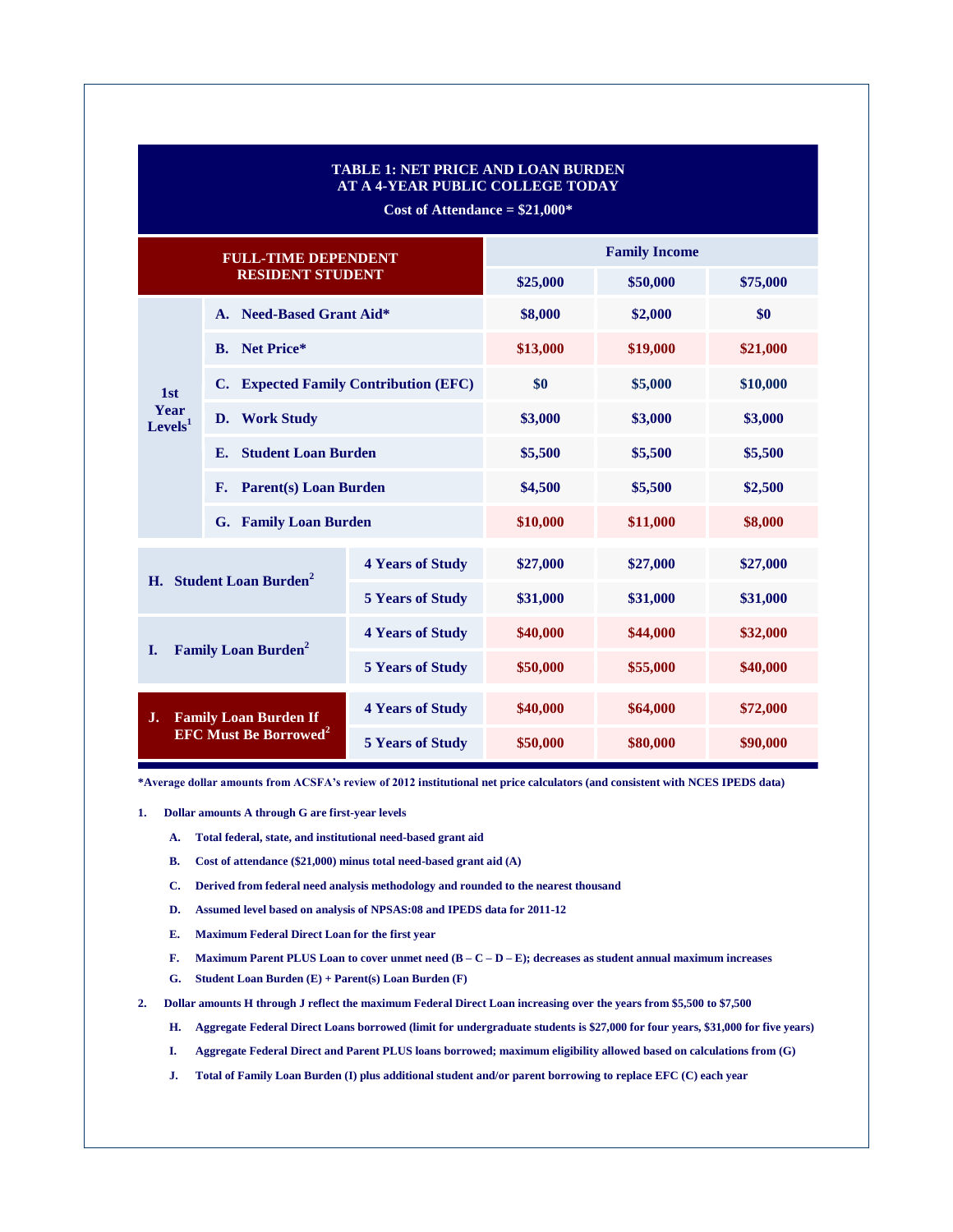## TABLE 1: NET PRICE AND LOAN BURDEN AT A 4-YEAR PUBLIC COLLEGE TODAY

**Cost of Attendance = $21,000***

| FULL-TIME DEPENDENT RESIDENT STUDENT | | | Family Income | | |
|---|---|---|---|---|---|
| | | | **$25,000** | **$50,000** | **$75,000** |
| 1st Year Levels[1] | A. Need-Based Grant Aid* | | $8,000 | $2,000 | $0 |
| | B. Net Price* | | $13,000 | $19,000 | $21,000 |
| | C. Expected Family Contribution (EFC) | | $0 | $5,000 | $10,000 |
| | D. Work Study | | $3,000 | $3,000 | $3,000 |
| | E. Student Loan Burden | | $5,500 | $5,500 | $5,500 |
| | F. Parent(s) Loan Burden | | $4,500 | $5,500 | $2,500 |
| | G. Family Loan Burden | | $10,000 | $11,000 | $8,000 |
| H. Student Loan Burden[2] | | 4 Years of Study | $27,000 | $27,000 | $27,000 |
| | | 5 Years of Study | $31,000 | $31,000 | $31,000 |
| I. Family Loan Burden[2] | | 4 Years of Study | $40,000 | $44,000 | $32,000 |
| | | 5 Years of Study | $50,000 | $55,000 | $40,000 |
| J. Family Loan Burden If EFC Must Be Borrowed[2] | | 4 Years of Study | $40,000 | $64,000 | $72,000 |
| | | 5 Years of Study | $50,000 | $80,000 | $90,000 |

*Average dollar amounts from ACSFA's review of 2012 institutional net price calculators (and consistent with NCES IPEDS data)

1. Dollar amounts A through G are first-year levels
   - A. Total federal, state, and institutional need-based grant aid
   - B. Cost of attendance ($21,000) minus total need-based grant aid (A)
   - C. Derived from federal need analysis methodology and rounded to the nearest thousand
   - D. Assumed level based on analysis of NPSAS:08 and IPEDS data for 2011-12
   - E. Maximum Federal Direct Loan for the first year
   - F. Maximum Parent PLUS Loan to cover unmet need (B – C – D – E); decreases as student annual maximum increases
   - G. Student Loan Burden (E) + Parent(s) Loan Burden (F)
2. Dollar amounts H through J reflect the maximum Federal Direct Loan increasing over the years from $5,500 to $7,500
   - H. Aggregate Federal Direct Loans borrowed (limit for undergraduate students is $27,000 for four years, $31,000 for five years)
   - I. Aggregate Federal Direct and Parent PLUS loans borrowed; maximum eligibility allowed based on calculations from (G)
   - J. Total of Family Loan Burden (I) plus additional student and/or parent borrowing to replace EFC (C) each year